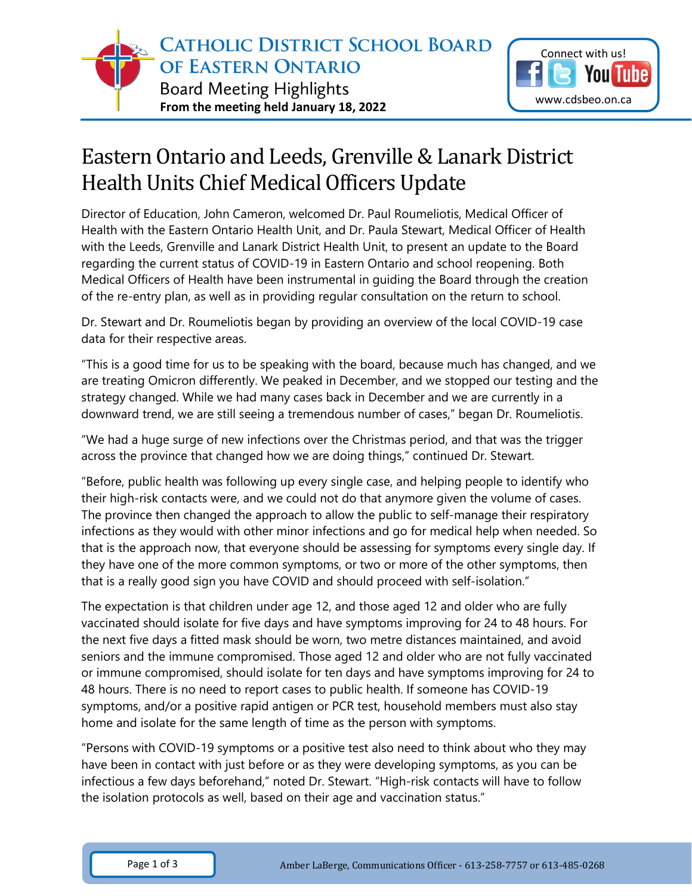# Catholic District School Board of Eastern Ontario

Board Meeting Highlights

**From the meeting held January 18, 2022**

Connect with us!

www.cdsbeo.on.ca

## Eastern Ontario and Leeds, Grenville & Lanark District Health Units Chief Medical Officers Update

Director of Education, John Cameron, welcomed Dr. Paul Roumeliotis, Medical Officer of Health with the Eastern Ontario Health Unit, and Dr. Paula Stewart, Medical Officer of Health with the Leeds, Grenville and Lanark District Health Unit, to present an update to the Board regarding the current status of COVID-19 in Eastern Ontario and school reopening. Both Medical Officers of Health have been instrumental in guiding the Board through the creation of the re-entry plan, as well as in providing regular consultation on the return to school.

Dr. Stewart and Dr. Roumeliotis began by providing an overview of the local COVID-19 case data for their respective areas.

"This is a good time for us to be speaking with the board, because much has changed, and we are treating Omicron differently. We peaked in December, and we stopped our testing and the strategy changed. While we had many cases back in December and we are currently in a downward trend, we are still seeing a tremendous number of cases," began Dr. Roumeliotis.

"We had a huge surge of new infections over the Christmas period, and that was the trigger across the province that changed how we are doing things," continued Dr. Stewart.

"Before, public health was following up every single case, and helping people to identify who their high-risk contacts were, and we could not do that anymore given the volume of cases. The province then changed the approach to allow the public to self-manage their respiratory infections as they would with other minor infections and go for medical help when needed. So that is the approach now, that everyone should be assessing for symptoms every single day. If they have one of the more common symptoms, or two or more of the other symptoms, then that is a really good sign you have COVID and should proceed with self-isolation."

The expectation is that children under age 12, and those aged 12 and older who are fully vaccinated should isolate for five days and have symptoms improving for 24 to 48 hours. For the next five days a fitted mask should be worn, two metre distances maintained, and avoid seniors and the immune compromised. Those aged 12 and older who are not fully vaccinated or immune compromised, should isolate for ten days and have symptoms improving for 24 to 48 hours. There is no need to report cases to public health. If someone has COVID-19 symptoms, and/or a positive rapid antigen or PCR test, household members must also stay home and isolate for the same length of time as the person with symptoms.

"Persons with COVID-19 symptoms or a positive test also need to think about who they may have been in contact with just before or as they were developing symptoms, as you can be infectious a few days beforehand," noted Dr. Stewart. "High-risk contacts will have to follow the isolation protocols as well, based on their age and vaccination status."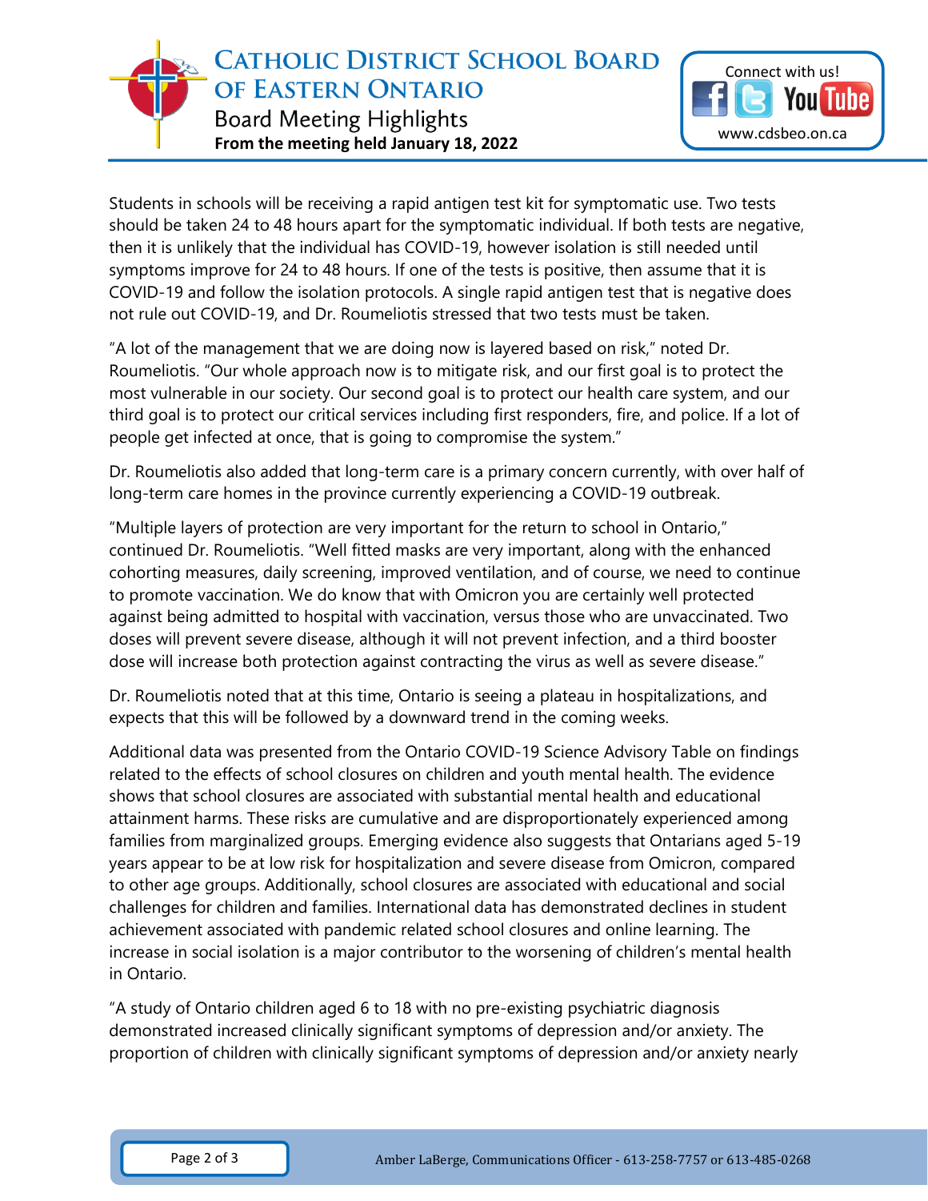Students in schools will be receiving a rapid antigen test kit for symptomatic use. Two tests should be taken 24 to 48 hours apart for the symptomatic individual. If both tests are negative, then it is unlikely that the individual has COVID-19, however isolation is still needed until symptoms improve for 24 to 48 hours. If one of the tests is positive, then assume that it is COVID-19 and follow the isolation protocols. A single rapid antigen test that is negative does not rule out COVID-19, and Dr. Roumeliotis stressed that two tests must be taken.

"A lot of the management that we are doing now is layered based on risk," noted Dr. Roumeliotis. "Our whole approach now is to mitigate risk, and our first goal is to protect the most vulnerable in our society. Our second goal is to protect our health care system, and our third goal is to protect our critical services including first responders, fire, and police. If a lot of people get infected at once, that is going to compromise the system."

Dr. Roumeliotis also added that long-term care is a primary concern currently, with over half of long-term care homes in the province currently experiencing a COVID-19 outbreak.

"Multiple layers of protection are very important for the return to school in Ontario," continued Dr. Roumeliotis. "Well fitted masks are very important, along with the enhanced cohorting measures, daily screening, improved ventilation, and of course, we need to continue to promote vaccination. We do know that with Omicron you are certainly well protected against being admitted to hospital with vaccination, versus those who are unvaccinated. Two doses will prevent severe disease, although it will not prevent infection, and a third booster dose will increase both protection against contracting the virus as well as severe disease."

Dr. Roumeliotis noted that at this time, Ontario is seeing a plateau in hospitalizations, and expects that this will be followed by a downward trend in the coming weeks.

Additional data was presented from the Ontario COVID-19 Science Advisory Table on findings related to the effects of school closures on children and youth mental health. The evidence shows that school closures are associated with substantial mental health and educational attainment harms. These risks are cumulative and are disproportionately experienced among families from marginalized groups. Emerging evidence also suggests that Ontarians aged 5-19 years appear to be at low risk for hospitalization and severe disease from Omicron, compared to other age groups. Additionally, school closures are associated with educational and social challenges for children and families. International data has demonstrated declines in student achievement associated with pandemic related school closures and online learning. The increase in social isolation is a major contributor to the worsening of children's mental health in Ontario.

"A study of Ontario children aged 6 to 18 with no pre-existing psychiatric diagnosis demonstrated increased clinically significant symptoms of depression and/or anxiety. The proportion of children with clinically significant symptoms of depression and/or anxiety nearly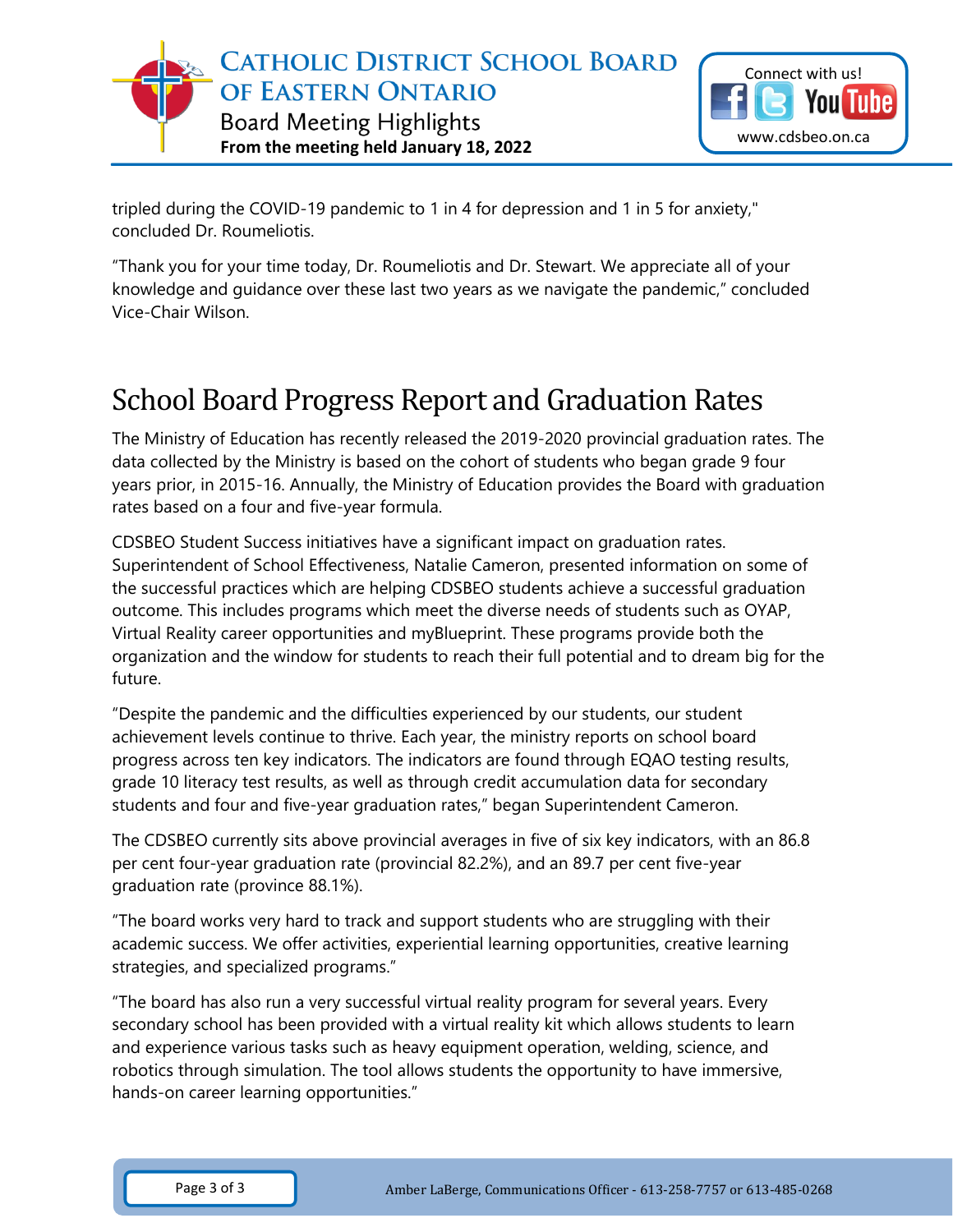tripled during the COVID-19 pandemic to 1 in 4 for depression and 1 in 5 for anxiety," concluded Dr. Roumeliotis.

“Thank you for your time today, Dr. Roumeliotis and Dr. Stewart. We appreciate all of your knowledge and guidance over these last two years as we navigate the pandemic,” concluded Vice-Chair Wilson.

# School Board Progress Report and Graduation Rates

The Ministry of Education has recently released the 2019-2020 provincial graduation rates. The data collected by the Ministry is based on the cohort of students who began grade 9 four years prior, in 2015-16. Annually, the Ministry of Education provides the Board with graduation rates based on a four and five-year formula.

CDSBEO Student Success initiatives have a significant impact on graduation rates. Superintendent of School Effectiveness, Natalie Cameron, presented information on some of the successful practices which are helping CDSBEO students achieve a successful graduation outcome. This includes programs which meet the diverse needs of students such as OYAP, Virtual Reality career opportunities and myBlueprint. These programs provide both the organization and the window for students to reach their full potential and to dream big for the future.

”Despite the pandemic and the difficulties experienced by our students, our student achievement levels continue to thrive. Each year, the ministry reports on school board progress across ten key indicators. The indicators are found through EQAO testing results, grade 10 literacy test results, as well as through credit accumulation data for secondary students and four and five-year graduation rates,” began Superintendent Cameron.

The CDSBEO currently sits above provincial averages in five of six key indicators, with an 86.8 per cent four-year graduation rate (provincial 82.2%), and an 89.7 per cent five-year graduation rate (province 88.1%).

”The board works very hard to track and support students who are struggling with their academic success. We offer activities, experiential learning opportunities, creative learning strategies, and specialized programs.”

”The board has also run a very successful virtual reality program for several years. Every secondary school has been provided with a virtual reality kit which allows students to learn and experience various tasks such as heavy equipment operation, welding, science, and robotics through simulation. The tool allows students the opportunity to have immersive, hands-on career learning opportunities.”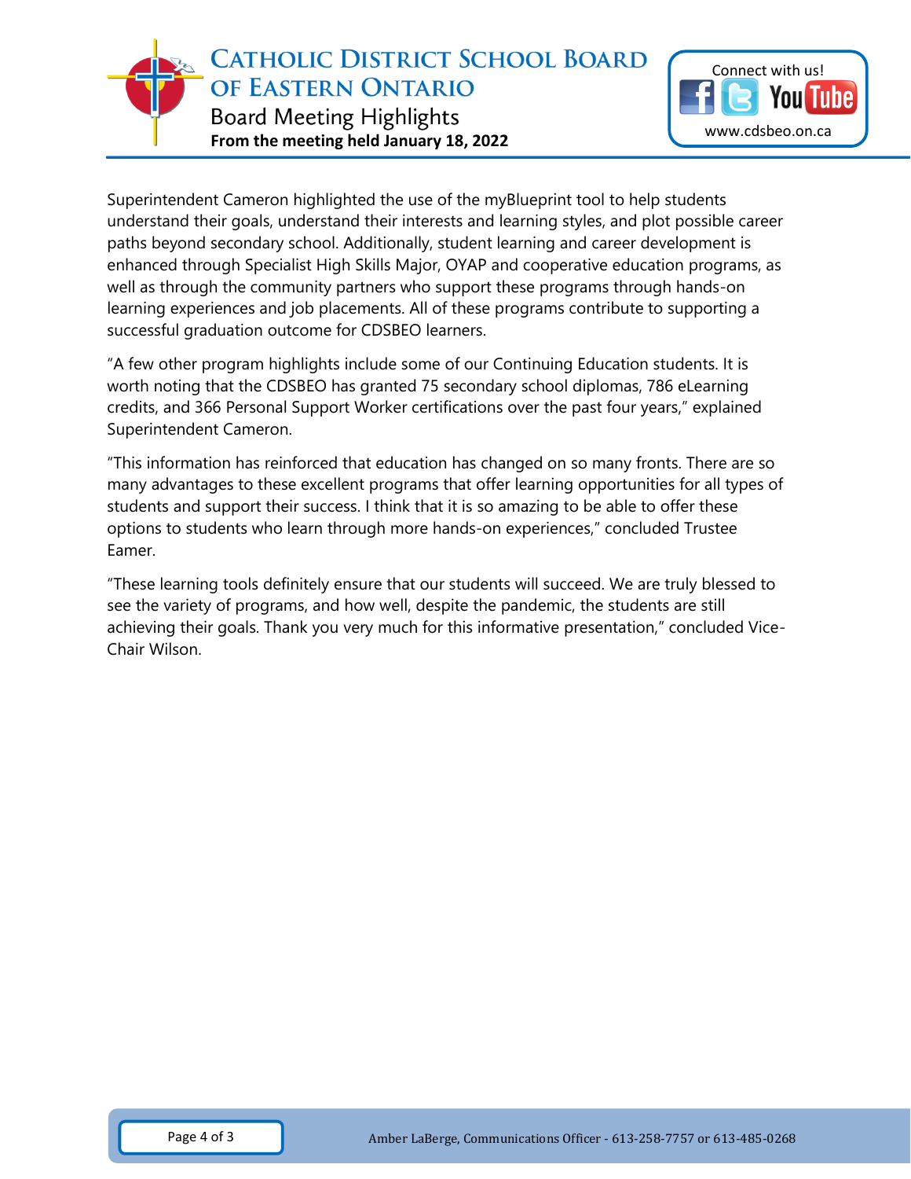Superintendent Cameron highlighted the use of the myBlueprint tool to help students understand their goals, understand their interests and learning styles, and plot possible career paths beyond secondary school. Additionally, student learning and career development is enhanced through Specialist High Skills Major, OYAP and cooperative education programs, as well as through the community partners who support these programs through hands-on learning experiences and job placements. All of these programs contribute to supporting a successful graduation outcome for CDSBEO learners.

"A few other program highlights include some of our Continuing Education students. It is worth noting that the CDSBEO has granted 75 secondary school diplomas, 786 eLearning credits, and 366 Personal Support Worker certifications over the past four years," explained Superintendent Cameron.

"This information has reinforced that education has changed on so many fronts. There are so many advantages to these excellent programs that offer learning opportunities for all types of students and support their success. I think that it is so amazing to be able to offer these options to students who learn through more hands-on experiences," concluded Trustee Eamer.

"These learning tools definitely ensure that our students will succeed. We are truly blessed to see the variety of programs, and how well, despite the pandemic, the students are still achieving their goals. Thank you very much for this informative presentation," concluded Vice-Chair Wilson.